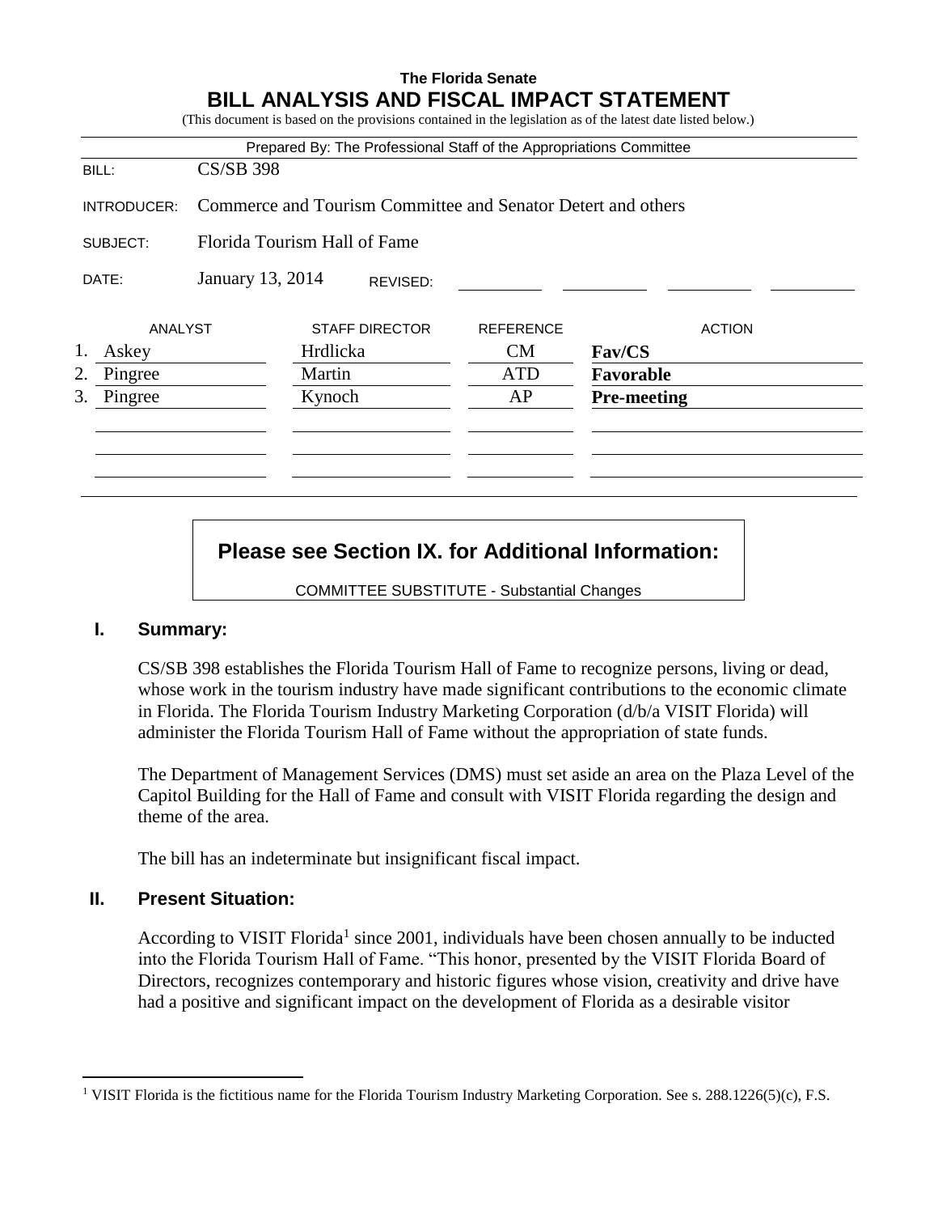**The Florida Senate**

# BILL ANALYSIS AND FISCAL IMPACT STATEMENT

(This document is based on the provisions contained in the legislation as of the latest date listed below.)

Prepared By: The Professional Staff of the Appropriations Committee

| | |
|---|---|
| BILL: | CS/SB 398 |
| INTRODUCER: | Commerce and Tourism Committee and Senator Detert and others |
| SUBJECT: | Florida Tourism Hall of Fame |
| DATE: | January 13, 2014 REVISED: |

| | ANALYST | STAFF DIRECTOR | REFERENCE | ACTION |
|---|---|---|---|---|
| 1. | Askey | Hrdlicka | CM | **Fav/CS** |
| 2. | Pingree | Martin | ATD | **Favorable** |
| 3. | Pingree | Kynoch | AP | **Pre-meeting** |

**Please see Section IX. for Additional Information:**

COMMITTEE SUBSTITUTE - Substantial Changes

## I. Summary:

CS/SB 398 establishes the Florida Tourism Hall of Fame to recognize persons, living or dead, whose work in the tourism industry have made significant contributions to the economic climate in Florida. The Florida Tourism Industry Marketing Corporation (d/b/a VISIT Florida) will administer the Florida Tourism Hall of Fame without the appropriation of state funds.

The Department of Management Services (DMS) must set aside an area on the Plaza Level of the Capitol Building for the Hall of Fame and consult with VISIT Florida regarding the design and theme of the area.

The bill has an indeterminate but insignificant fiscal impact.

## II. Present Situation:

According to VISIT Florida[1] since 2001, individuals have been chosen annually to be inducted into the Florida Tourism Hall of Fame. "This honor, presented by the VISIT Florida Board of Directors, recognizes contemporary and historic figures whose vision, creativity and drive have had a positive and significant impact on the development of Florida as a desirable visitor

[1] VISIT Florida is the fictitious name for the Florida Tourism Industry Marketing Corporation. See s. 288.1226(5)(c), F.S.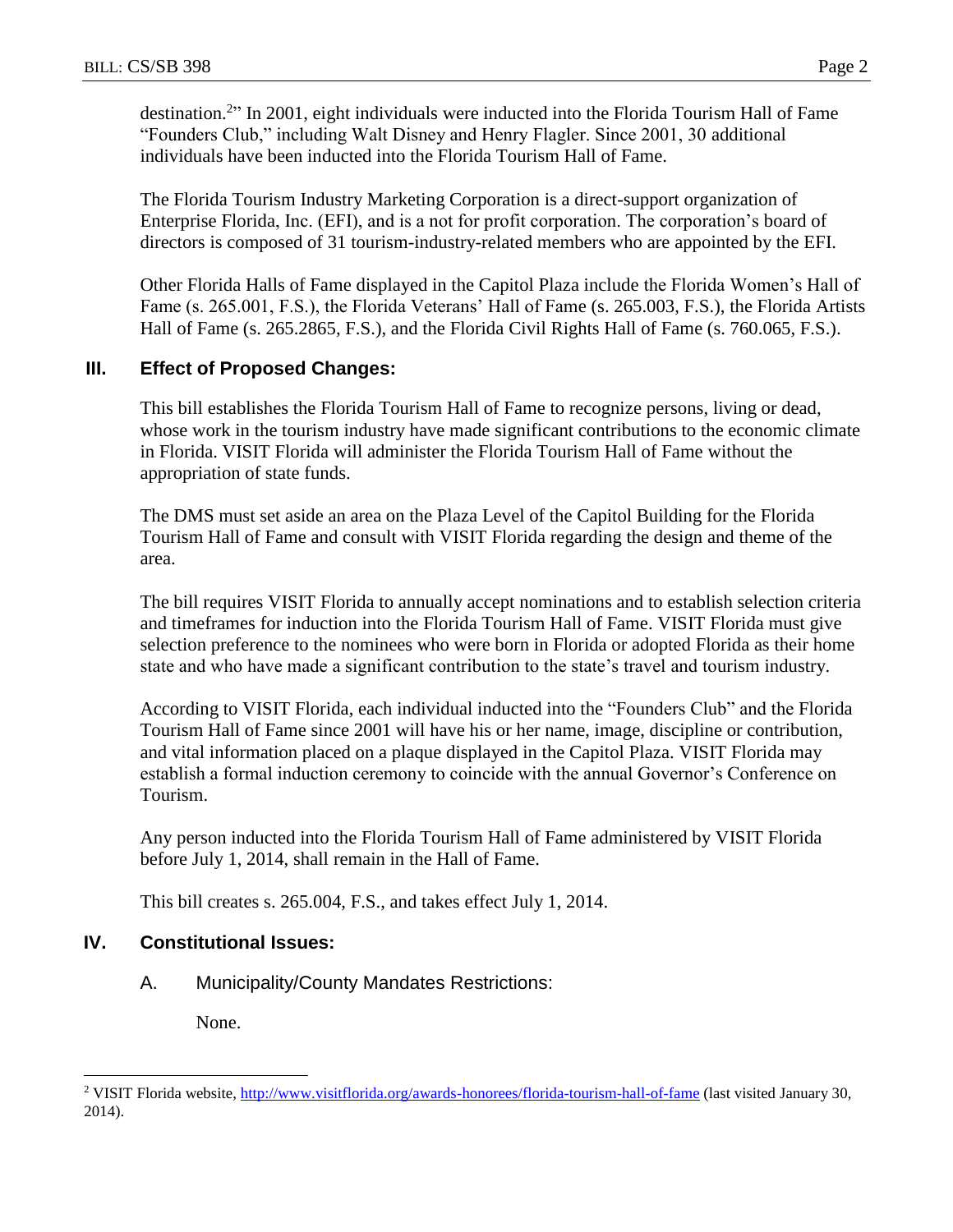destination.[2]" In 2001, eight individuals were inducted into the Florida Tourism Hall of Fame "Founders Club," including Walt Disney and Henry Flagler. Since 2001, 30 additional individuals have been inducted into the Florida Tourism Hall of Fame.

The Florida Tourism Industry Marketing Corporation is a direct-support organization of Enterprise Florida, Inc. (EFI), and is a not for profit corporation. The corporation's board of directors is composed of 31 tourism-industry-related members who are appointed by the EFI.

Other Florida Halls of Fame displayed in the Capitol Plaza include the Florida Women's Hall of Fame (s. 265.001, F.S.), the Florida Veterans' Hall of Fame (s. 265.003, F.S.), the Florida Artists Hall of Fame (s. 265.2865, F.S.), and the Florida Civil Rights Hall of Fame (s. 760.065, F.S.).

## III. Effect of Proposed Changes:

This bill establishes the Florida Tourism Hall of Fame to recognize persons, living or dead, whose work in the tourism industry have made significant contributions to the economic climate in Florida. VISIT Florida will administer the Florida Tourism Hall of Fame without the appropriation of state funds.

The DMS must set aside an area on the Plaza Level of the Capitol Building for the Florida Tourism Hall of Fame and consult with VISIT Florida regarding the design and theme of the area.

The bill requires VISIT Florida to annually accept nominations and to establish selection criteria and timeframes for induction into the Florida Tourism Hall of Fame. VISIT Florida must give selection preference to the nominees who were born in Florida or adopted Florida as their home state and who have made a significant contribution to the state's travel and tourism industry.

According to VISIT Florida, each individual inducted into the "Founders Club" and the Florida Tourism Hall of Fame since 2001 will have his or her name, image, discipline or contribution, and vital information placed on a plaque displayed in the Capitol Plaza. VISIT Florida may establish a formal induction ceremony to coincide with the annual Governor's Conference on Tourism.

Any person inducted into the Florida Tourism Hall of Fame administered by VISIT Florida before July 1, 2014, shall remain in the Hall of Fame.

This bill creates s. 265.004, F.S., and takes effect July 1, 2014.

## IV. Constitutional Issues:

### A. Municipality/County Mandates Restrictions:

None.

---

[2] VISIT Florida website, http://www.visitflorida.org/awards-honorees/florida-tourism-hall-of-fame (last visited January 30, 2014).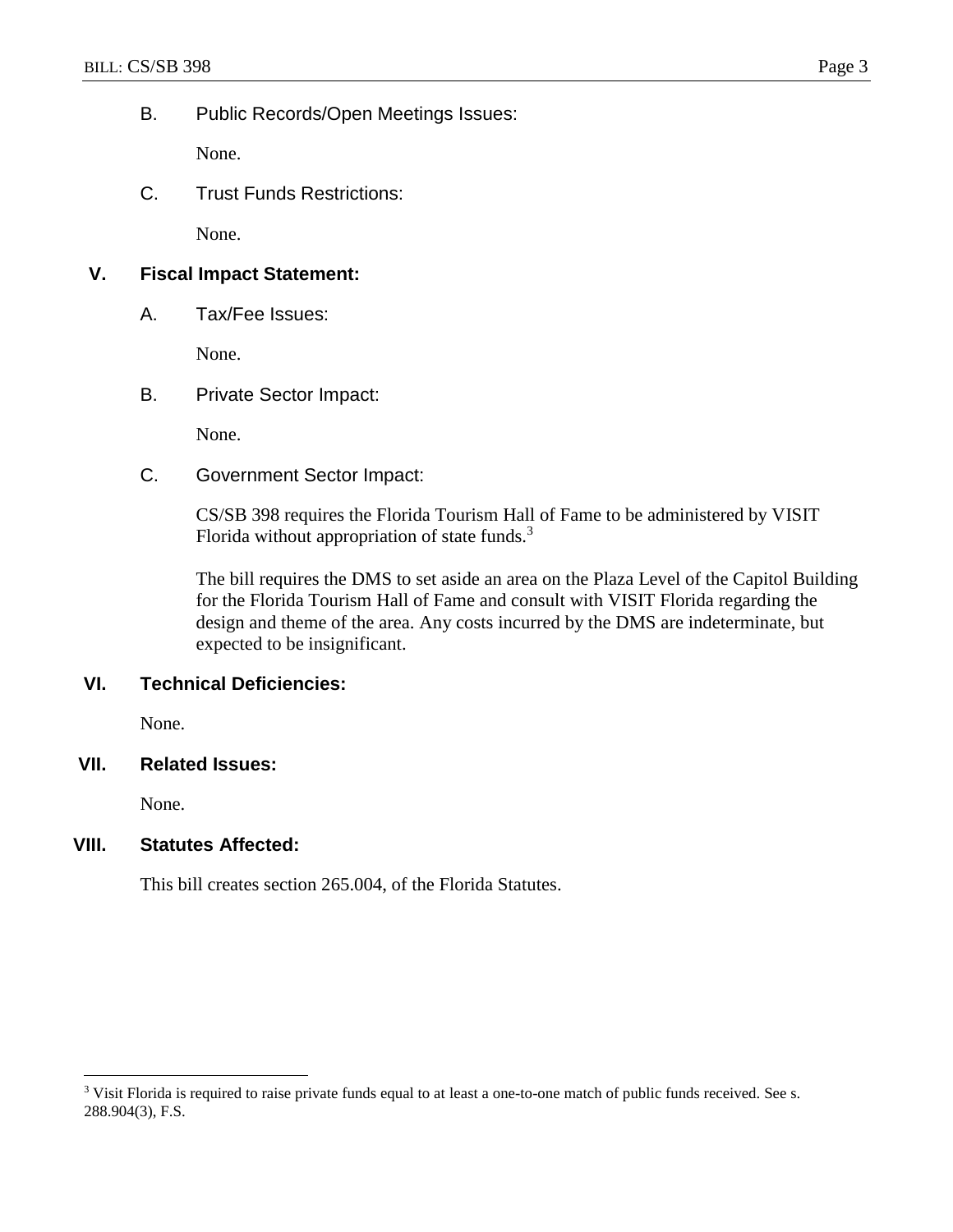### B. Public Records/Open Meetings Issues:

None.

### C. Trust Funds Restrictions:

None.

## V. Fiscal Impact Statement:

### A. Tax/Fee Issues:

None.

### B. Private Sector Impact:

None.

### C. Government Sector Impact:

CS/SB 398 requires the Florida Tourism Hall of Fame to be administered by VISIT Florida without appropriation of state funds.[3]

The bill requires the DMS to set aside an area on the Plaza Level of the Capitol Building for the Florida Tourism Hall of Fame and consult with VISIT Florida regarding the design and theme of the area. Any costs incurred by the DMS are indeterminate, but expected to be insignificant.

## VI. Technical Deficiencies:

None.

## VII. Related Issues:

None.

## VIII. Statutes Affected:

This bill creates section 265.004, of the Florida Statutes.

---

[3] Visit Florida is required to raise private funds equal to at least a one-to-one match of public funds received. See s. 288.904(3), F.S.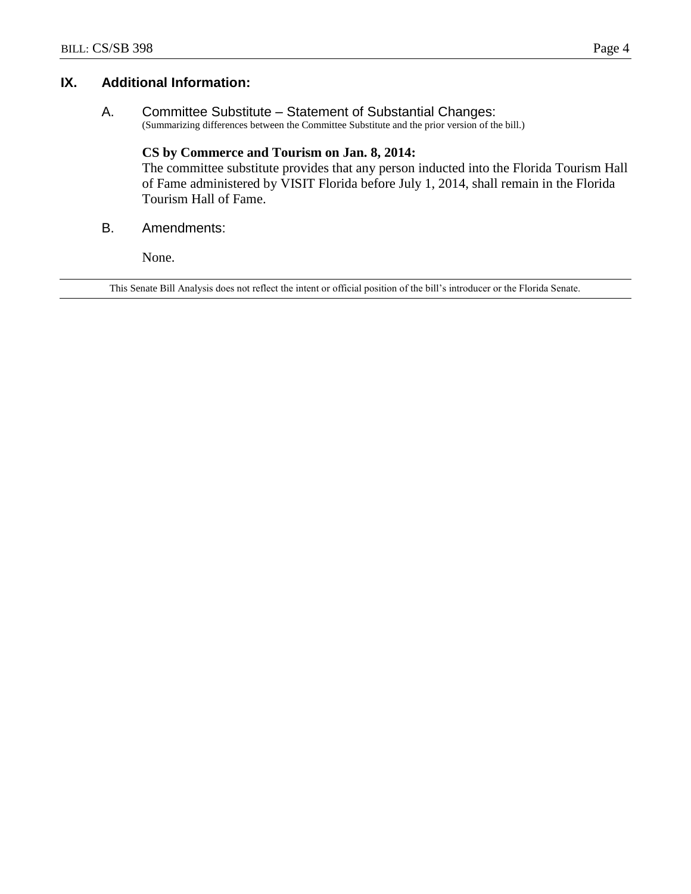## IX. Additional Information:

A. Committee Substitute – Statement of Substantial Changes:
(Summarizing differences between the Committee Substitute and the prior version of the bill.)

**CS by Commerce and Tourism on Jan. 8, 2014:**
The committee substitute provides that any person inducted into the Florida Tourism Hall of Fame administered by VISIT Florida before July 1, 2014, shall remain in the Florida Tourism Hall of Fame.

B. Amendments:

None.

This Senate Bill Analysis does not reflect the intent or official position of the bill's introducer or the Florida Senate.